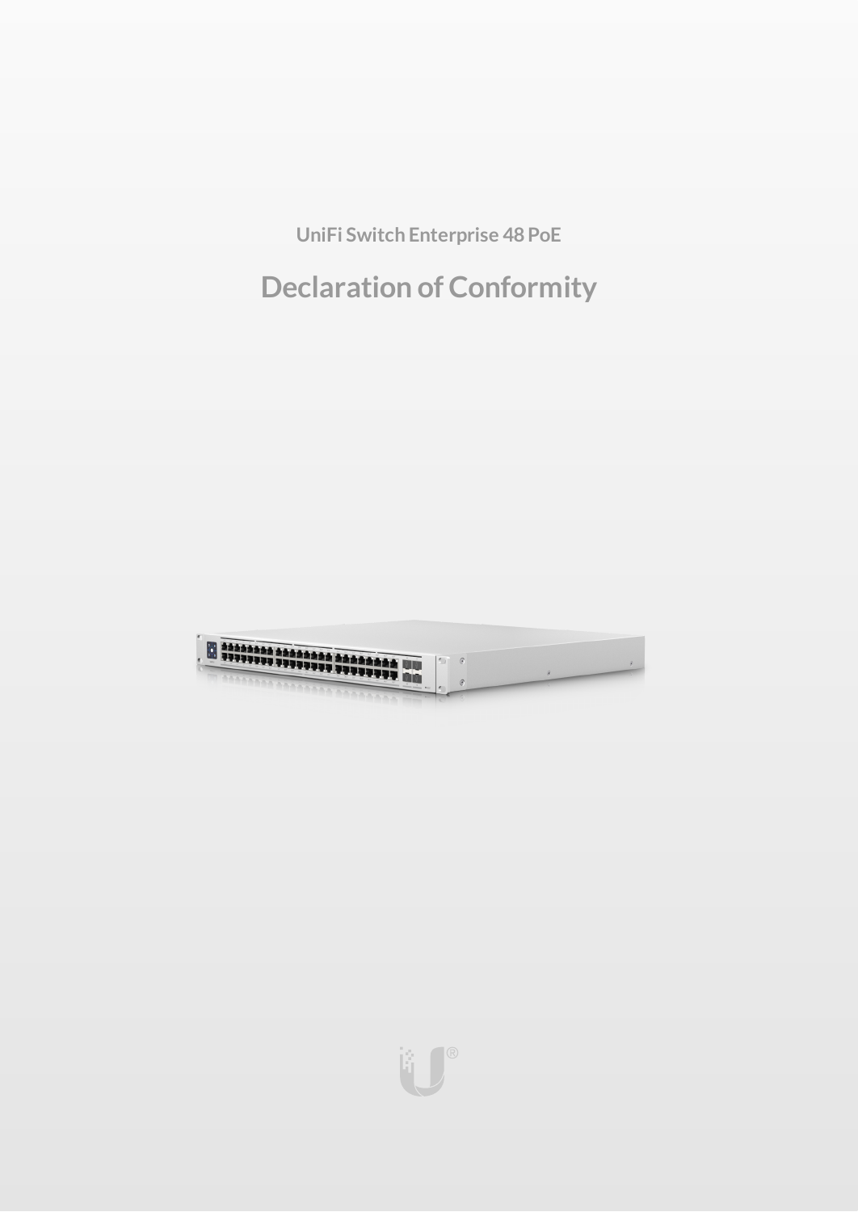UniFi Switch Enterprise 48 PoE

# Declaration of Conformity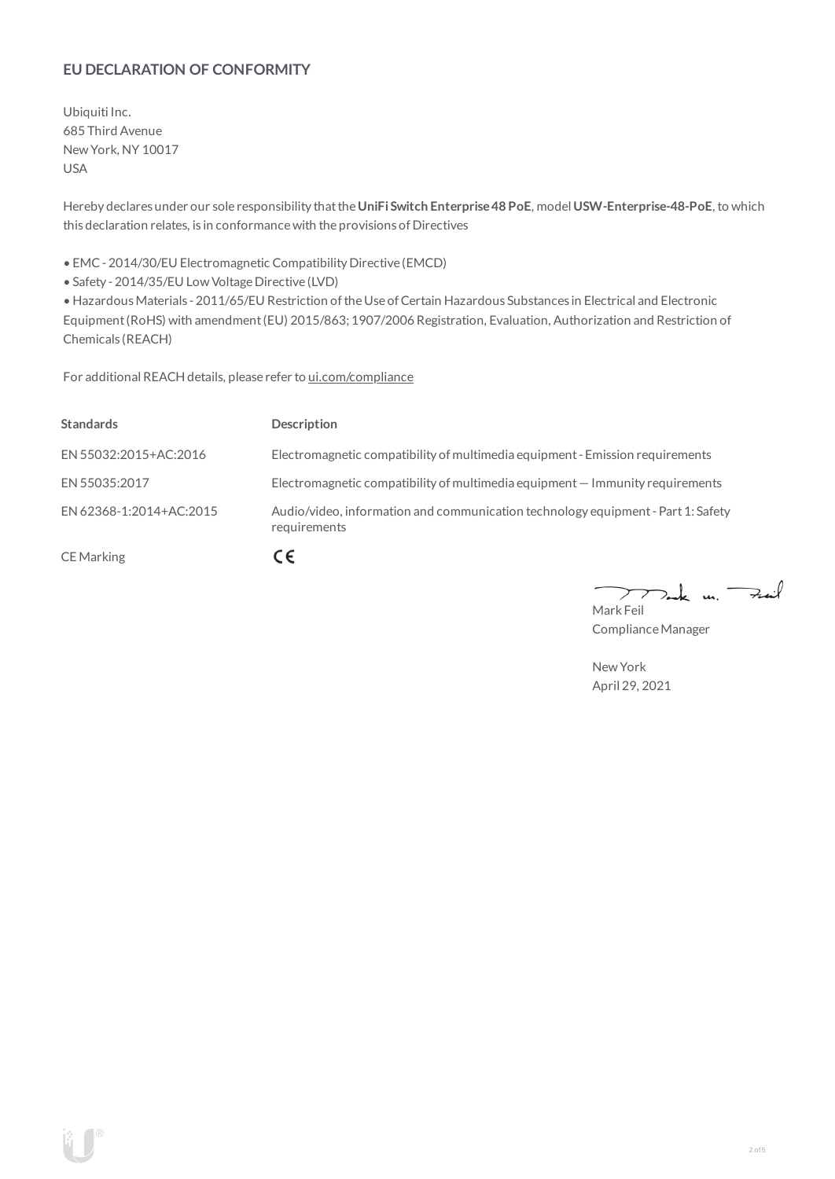## EU DECLARATION OF CONFORMITY

Ubiquiti Inc.
685 Third Avenue
New York, NY 10017
USA

Hereby declares under our sole responsibility that the **UniFi Switch Enterprise 48 PoE**, model **USW-Enterprise-48-PoE**, to which this declaration relates, is in conformance with the provisions of Directives

- EMC - 2014/30/EU Electromagnetic Compatibility Directive (EMCD)
- Safety - 2014/35/EU Low Voltage Directive (LVD)
- Hazardous Materials - 2011/65/EU Restriction of the Use of Certain Hazardous Substances in Electrical and Electronic Equipment (RoHS) with amendment (EU) 2015/863; 1907/2006 Registration, Evaluation, Authorization and Restriction of Chemicals (REACH)

For additional REACH details, please refer to ui.com/compliance

| Standards | Description |
|---|---|
| EN 55032:2015+AC:2016 | Electromagnetic compatibility of multimedia equipment - Emission requirements |
| EN 55035:2017 | Electromagnetic compatibility of multimedia equipment — Immunity requirements |
| EN 62368-1:2014+AC:2015 | Audio/video, information and communication technology equipment - Part 1: Safety requirements |
| CE Marking | CE |

Mark Feil
Compliance Manager

New York
April 29, 2021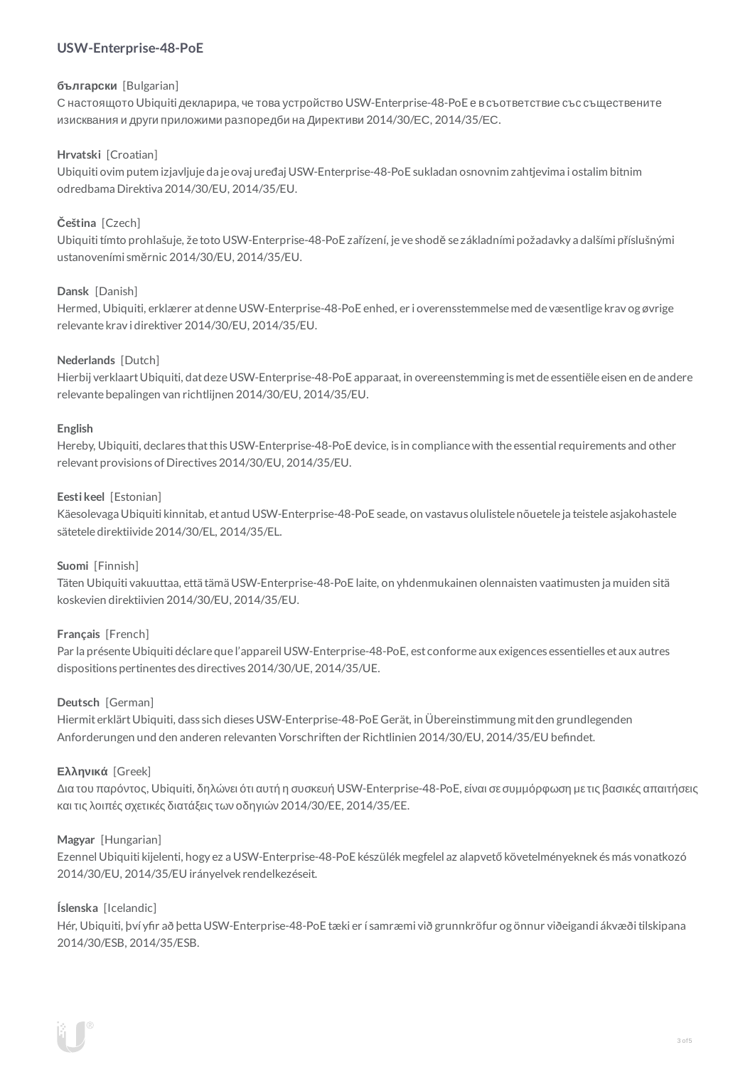## USW-Enterprise-48-PoE

**български** [Bulgarian]
С настоящото Ubiquiti декларира, че това устройство USW-Enterprise-48-PoE е в съответствие със съществените изисквания и други приложими разпоредби на Директиви 2014/30/ЕС, 2014/35/ЕС.

**Hrvatski** [Croatian]
Ubiquiti ovim putem izjavljuje da je ovaj uređaj USW-Enterprise-48-PoE sukladan osnovnim zahtjevima i ostalim bitnim odredbama Direktiva 2014/30/EU, 2014/35/EU.

**Čeština** [Czech]
Ubiquiti tímto prohlašuje, že toto USW-Enterprise-48-PoE zařízení, je ve shodě se základními požadavky a dalšími příslušnými ustanoveními směrnic 2014/30/EU, 2014/35/EU.

**Dansk** [Danish]
Hermed, Ubiquiti, erklærer at denne USW-Enterprise-48-PoE enhed, er i overensstemmelse med de væsentlige krav og øvrige relevante krav i direktiver 2014/30/EU, 2014/35/EU.

**Nederlands** [Dutch]
Hierbij verklaart Ubiquiti, dat deze USW-Enterprise-48-PoE apparaat, in overeenstemming is met de essentiële eisen en de andere relevante bepalingen van richtlijnen 2014/30/EU, 2014/35/EU.

**English**
Hereby, Ubiquiti, declares that this USW-Enterprise-48-PoE device, is in compliance with the essential requirements and other relevant provisions of Directives 2014/30/EU, 2014/35/EU.

**Eesti keel** [Estonian]
Käesolevaga Ubiquiti kinnitab, et antud USW-Enterprise-48-PoE seade, on vastavus olulistele nõuetele ja teistele asjakohastele sätetele direktiivide 2014/30/EL, 2014/35/EL.

**Suomi** [Finnish]
Täten Ubiquiti vakuuttaa, että tämä USW-Enterprise-48-PoE laite, on yhdenmukainen olennaisten vaatimusten ja muiden sitä koskevien direktiivien 2014/30/EU, 2014/35/EU.

**Français** [French]
Par la présente Ubiquiti déclare que l'appareil USW-Enterprise-48-PoE, est conforme aux exigences essentielles et aux autres dispositions pertinentes des directives 2014/30/UE, 2014/35/UE.

**Deutsch** [German]
Hiermit erklärt Ubiquiti, dass sich dieses USW-Enterprise-48-PoE Gerät, in Übereinstimmung mit den grundlegenden Anforderungen und den anderen relevanten Vorschriften der Richtlinien 2014/30/EU, 2014/35/EU befindet.

**Ελληνικά** [Greek]
Δια του παρόντος, Ubiquiti, δηλώνει ότι αυτή η συσκευή USW-Enterprise-48-PoE, είναι σε συμμόρφωση με τις βασικές απαιτήσεις και τις λοιπές σχετικές διατάξεις των οδηγιών 2014/30/EE, 2014/35/EE.

**Magyar** [Hungarian]
Ezennel Ubiquiti kijelenti, hogy ez a USW-Enterprise-48-PoE készülék megfelel az alapvető követelményeknek és más vonatkozó 2014/30/EU, 2014/35/EU irányelvek rendelkezéseit.

**Íslenska** [Icelandic]
Hér, Ubiquiti, því yfir að þetta USW-Enterprise-48-PoE tæki er í samræmi við grunnkröfur og önnur viðeigandi ákvæði tilskipana 2014/30/ESB, 2014/35/ESB.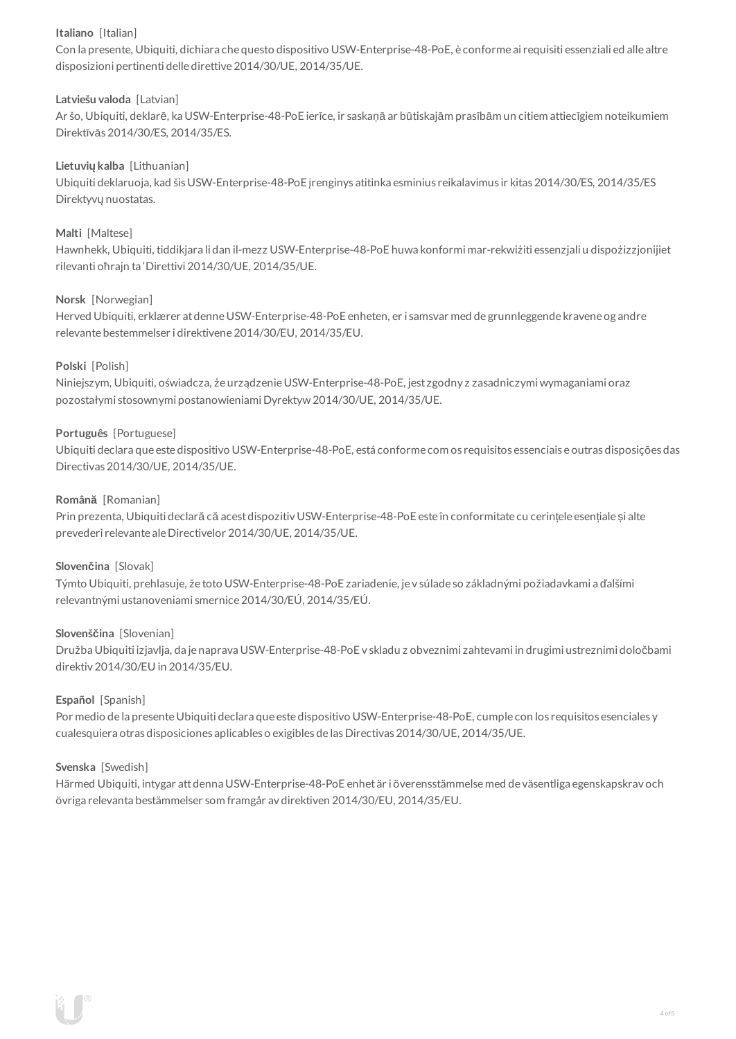**Italiano** [Italian]
Con la presente, Ubiquiti, dichiara che questo dispositivo USW-Enterprise-48-PoE, è conforme ai requisiti essenziali ed alle altre disposizioni pertinenti delle direttive 2014/30/UE, 2014/35/UE.

**Latviešu valoda** [Latvian]
Ar šo, Ubiquiti, deklarē, ka USW-Enterprise-48-PoE ierīce, ir saskaņā ar būtiskajām prasībām un citiem attiecīgiem noteikumiem Direktīvās 2014/30/ES, 2014/35/ES.

**Lietuvių kalba** [Lithuanian]
Ubiquiti deklaruoja, kad šis USW-Enterprise-48-PoE įrenginys atitinka esminius reikalavimus ir kitas 2014/30/ES, 2014/35/ES Direktyvų nuostatas.

**Malti** [Maltese]
Hawnhekk, Ubiquiti, tiddikjara li dan il-mezz USW-Enterprise-48-PoE huwa konformi mar-rekwiżiti essenzjali u dispożizzjonijiet rilevanti oħrajn ta 'Direttivi 2014/30/UE, 2014/35/UE.

**Norsk** [Norwegian]
Herved Ubiquiti, erklærer at denne USW-Enterprise-48-PoE enheten, er i samsvar med de grunnleggende kravene og andre relevante bestemmelser i direktivene 2014/30/EU, 2014/35/EU.

**Polski** [Polish]
Niniejszym, Ubiquiti, oświadcza, że urządzenie USW-Enterprise-48-PoE, jest zgodny z zasadniczymi wymaganiami oraz pozostałymi stosownymi postanowieniami Dyrektyw 2014/30/UE, 2014/35/UE.

**Português** [Portuguese]
Ubiquiti declara que este dispositivo USW-Enterprise-48-PoE, está conforme com os requisitos essenciais e outras disposições das Directivas 2014/30/UE, 2014/35/UE.

**Română** [Romanian]
Prin prezenta, Ubiquiti declară că acest dispozitiv USW-Enterprise-48-PoE este în conformitate cu cerințele esențiale și alte prevederi relevante ale Directivelor 2014/30/UE, 2014/35/UE.

**Slovenčina** [Slovak]
Týmto Ubiquiti, prehlasuje, že toto USW-Enterprise-48-PoE zariadenie, je v súlade so základnými požiadavkami a ďalšími relevantnými ustanoveniami smernice 2014/30/EÚ, 2014/35/EÚ.

**Slovenščina** [Slovenian]
Družba Ubiquiti izjavlja, da je naprava USW-Enterprise-48-PoE v skladu z obveznimi zahtevami in drugimi ustreznimi določbami direktiv 2014/30/EU in 2014/35/EU.

**Español** [Spanish]
Por medio de la presente Ubiquiti declara que este dispositivo USW-Enterprise-48-PoE, cumple con los requisitos esenciales y cualesquiera otras disposiciones aplicables o exigibles de las Directivas 2014/30/UE, 2014/35/UE.

**Svenska** [Swedish]
Härmed Ubiquiti, intygar att denna USW-Enterprise-48-PoE enhet är i överensstämmelse med de väsentliga egenskapskrav och övriga relevanta bestämmelser som framgår av direktiven 2014/30/EU, 2014/35/EU.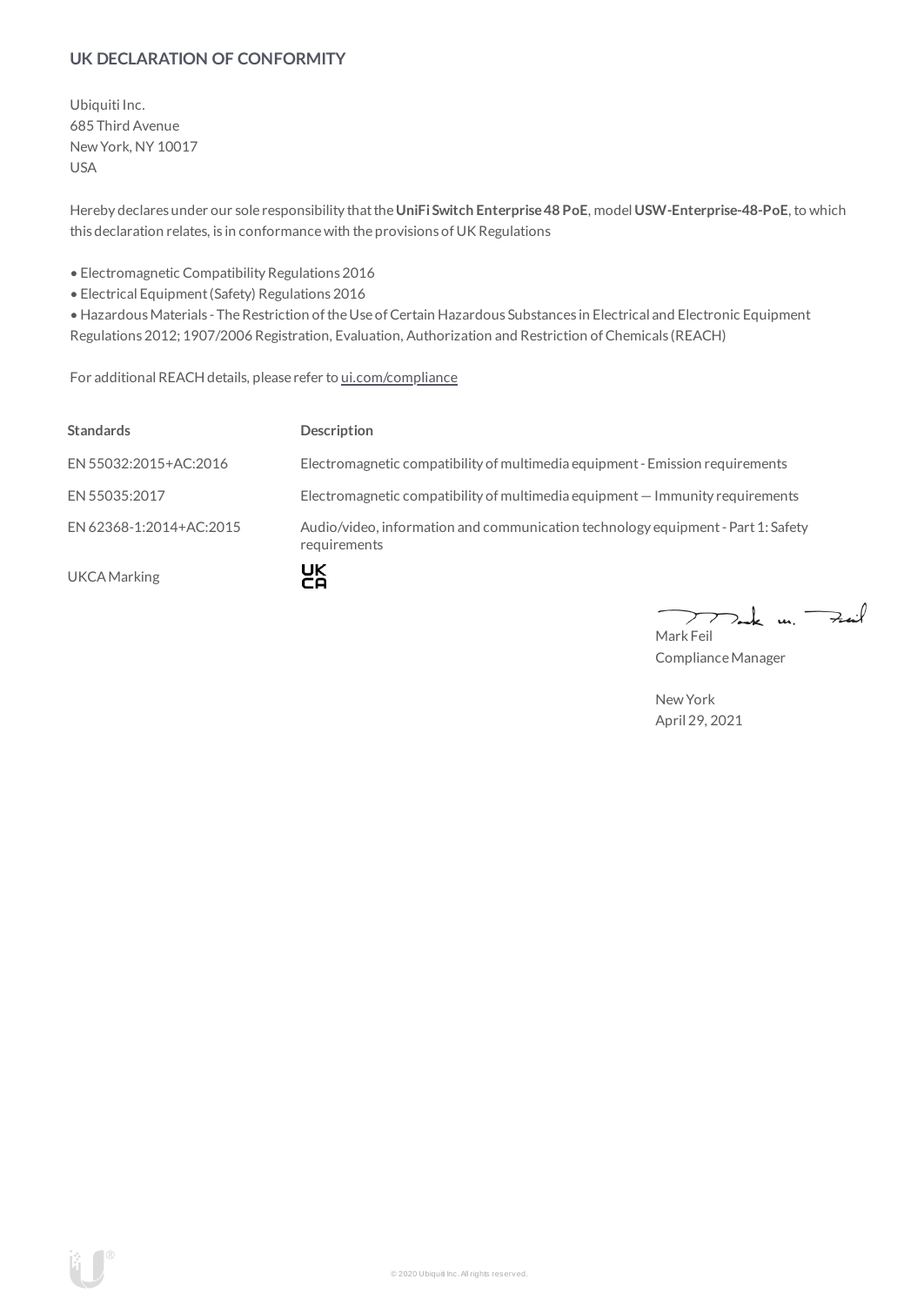## UK DECLARATION OF CONFORMITY

Ubiquiti Inc.
685 Third Avenue
New York, NY 10017
USA

Hereby declares under our sole responsibility that the **UniFi Switch Enterprise 48 PoE**, model **USW-Enterprise-48-PoE**, to which this declaration relates, is in conformance with the provisions of UK Regulations

- Electromagnetic Compatibility Regulations 2016
- Electrical Equipment (Safety) Regulations 2016
- Hazardous Materials - The Restriction of the Use of Certain Hazardous Substances in Electrical and Electronic Equipment Regulations 2012; 1907/2006 Registration, Evaluation, Authorization and Restriction of Chemicals (REACH)

For additional REACH details, please refer to ui.com/compliance

| Standards | Description |
|---|---|
| EN 55032:2015+AC:2016 | Electromagnetic compatibility of multimedia equipment - Emission requirements |
| EN 55035:2017 | Electromagnetic compatibility of multimedia equipment — Immunity requirements |
| EN 62368-1:2014+AC:2015 | Audio/video, information and communication technology equipment - Part 1: Safety requirements |
| UKCA Marking | UK CA |

Mark Feil
Compliance Manager

New York
April 29, 2021